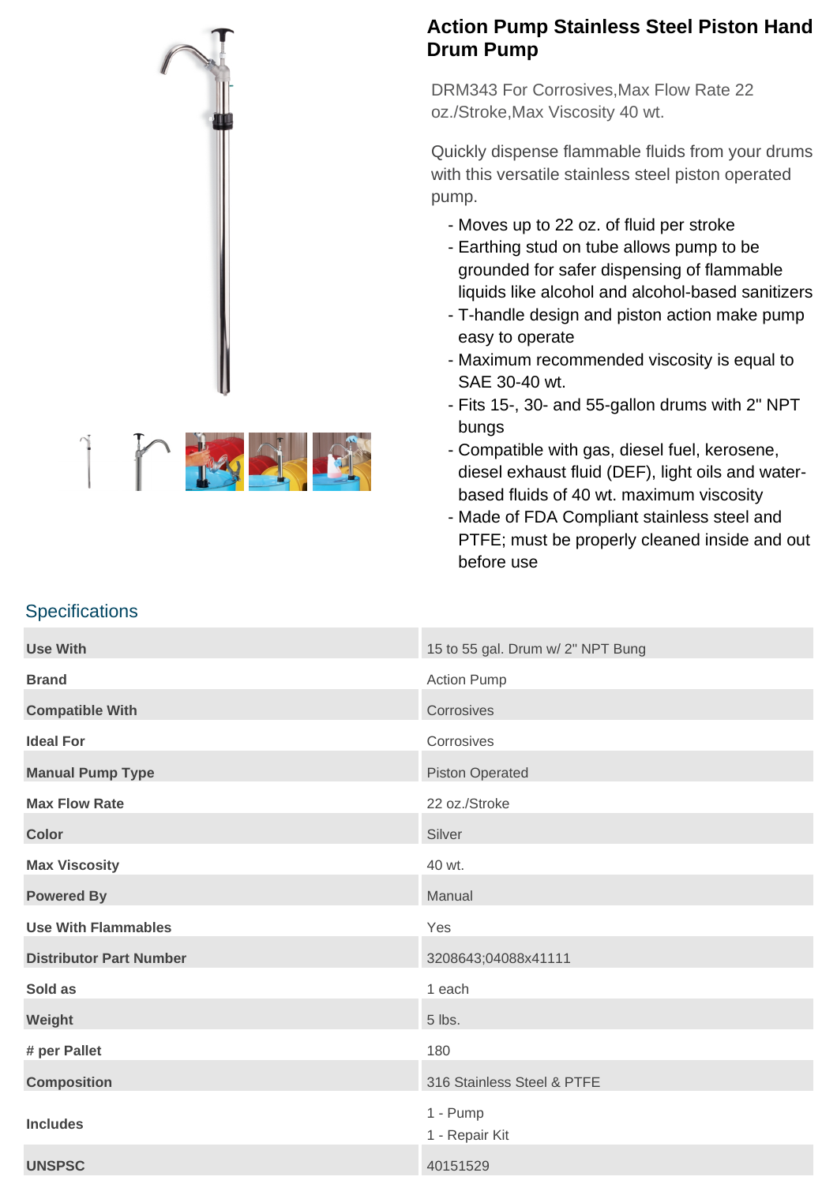# Action Pump Stainless Steel Piston Hand Drum Pump

DRM343 For Corrosives,Max Flow Rate 22 oz./Stroke,Max Viscosity 40 wt.

Quickly dispense flammable fluids from your drums with this versatile stainless steel piston operated pump.

- Moves up to 22 oz. of fluid per stroke
- Earthing stud on tube allows pump to be grounded for safer dispensing of flammable liquids like alcohol and alcohol-based sanitizers
- T-handle design and piston action make pump easy to operate
- Maximum recommended viscosity is equal to SAE 30-40 wt.
- Fits 15-, 30- and 55-gallon drums with 2" NPT bungs
- Compatible with gas, diesel fuel, kerosene, diesel exhaust fluid (DEF), light oils and water-based fluids of 40 wt. maximum viscosity
- Made of FDA Compliant stainless steel and PTFE; must be properly cleaned inside and out before use

## Specifications

| | |
|---|---|
| **Use With** | 15 to 55 gal. Drum w/ 2" NPT Bung |
| **Brand** | Action Pump |
| **Compatible With** | Corrosives |
| **Ideal For** | Corrosives |
| **Manual Pump Type** | Piston Operated |
| **Max Flow Rate** | 22 oz./Stroke |
| **Color** | Silver |
| **Max Viscosity** | 40 wt. |
| **Powered By** | Manual |
| **Use With Flammables** | Yes |
| **Distributor Part Number** | 3208643;04088x41111 |
| **Sold as** | 1 each |
| **Weight** | 5 lbs. |
| **# per Pallet** | 180 |
| **Composition** | 316 Stainless Steel & PTFE |
| **Includes** | 1 - Pump<br>1 - Repair Kit |
| **UNSPSC** | 40151529 |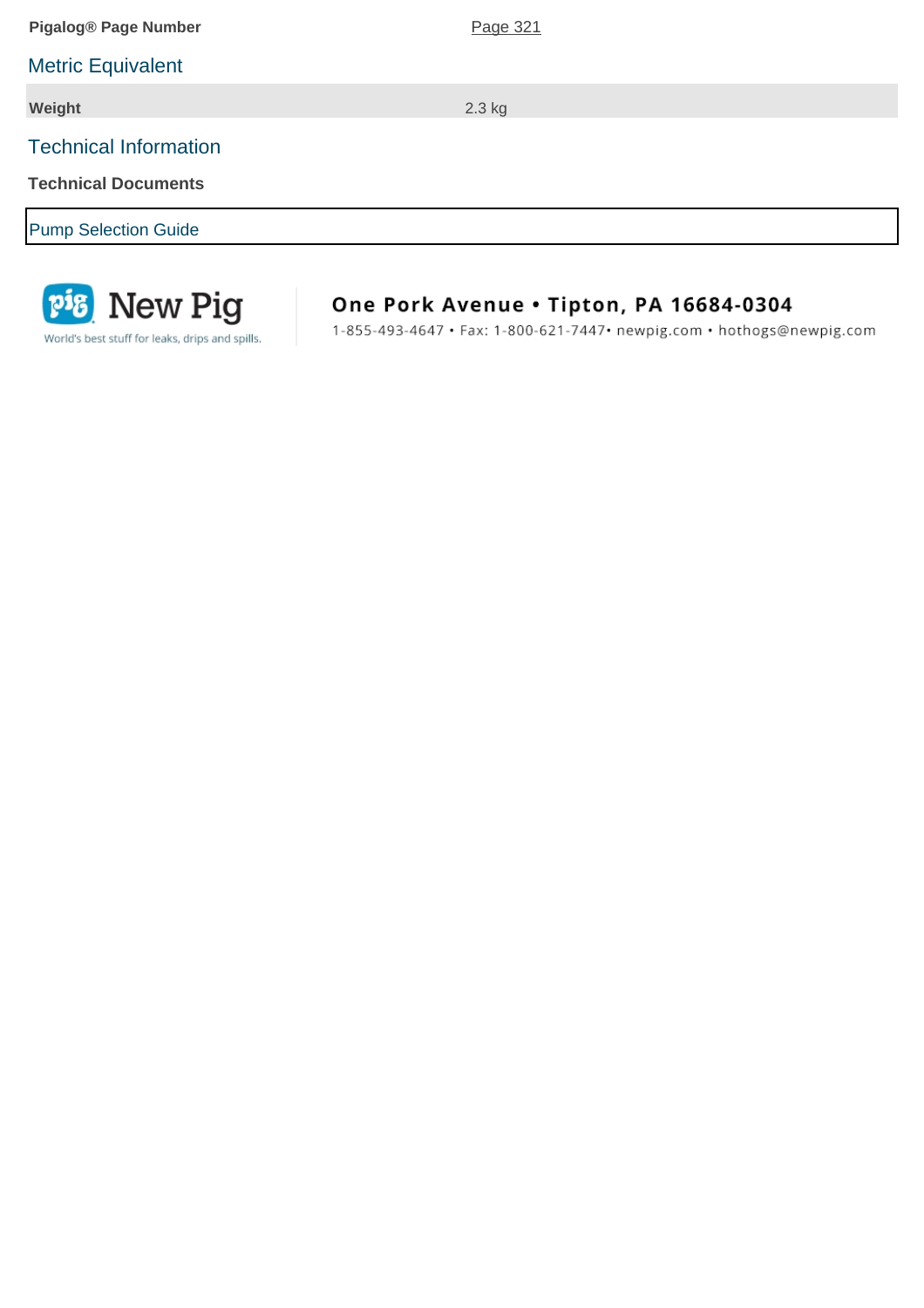| | |
|---|---|
| **Pigalog® Page Number** | Page 321 |

## Metric Equivalent

| | |
|---|---|
| **Weight** | 2.3 kg |

## Technical Information

**Technical Documents**

Pump Selection Guide

New Pig

World's best stuff for leaks, drips and spills.

**One Pork Avenue • Tipton, PA 16684-0304**

1-855-493-4647 • Fax: 1-800-621-7447• newpig.com • hothogs@newpig.com